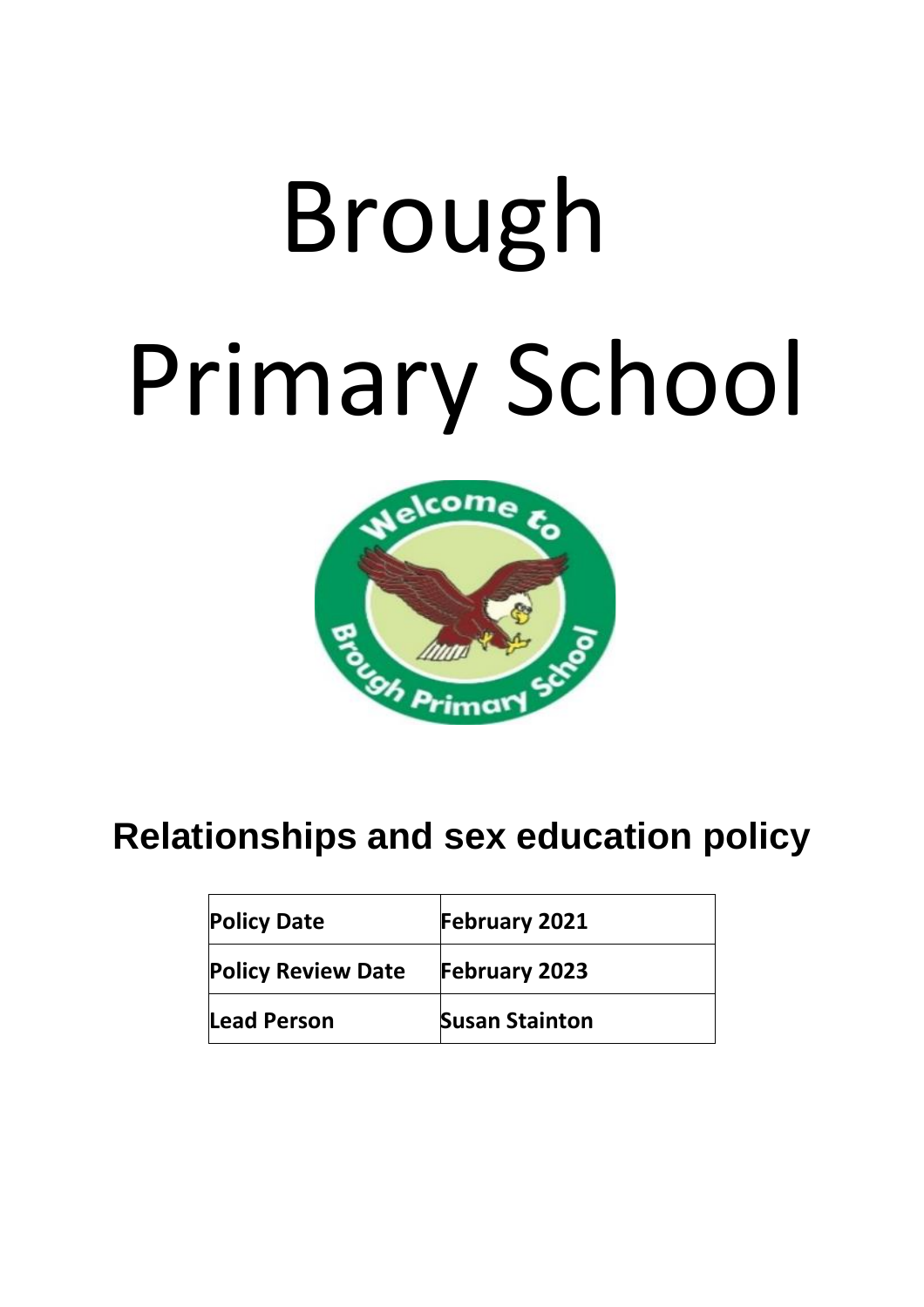# Brough Primary School

## Relationships and sex education policy

| Policy Date | February 2021 |
|---|---|
| Policy Review Date | February 2023 |
| Lead Person | Susan Stainton |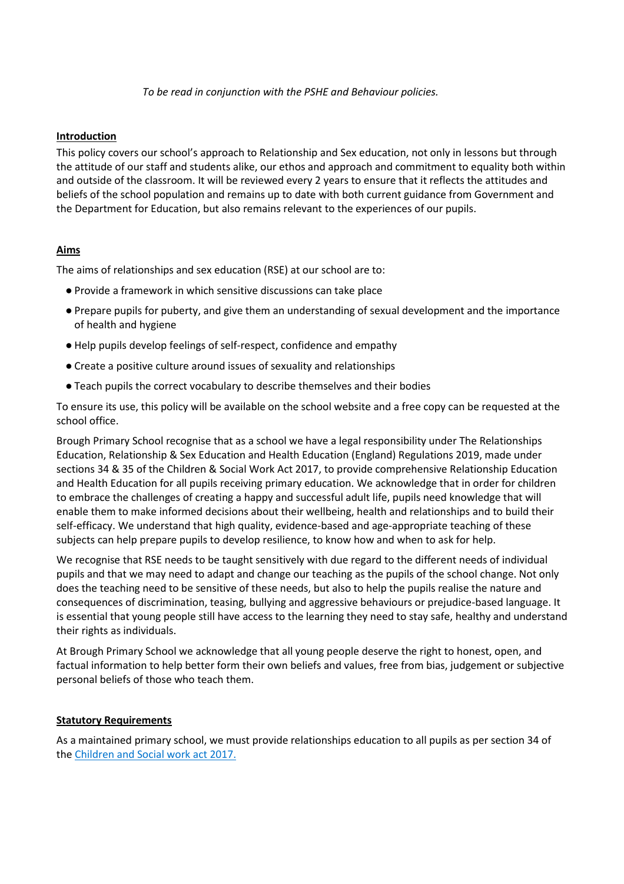*To be read in conjunction with the PSHE and Behaviour policies.*

## Introduction

This policy covers our school's approach to Relationship and Sex education, not only in lessons but through the attitude of our staff and students alike, our ethos and approach and commitment to equality both within and outside of the classroom. It will be reviewed every 2 years to ensure that it reflects the attitudes and beliefs of the school population and remains up to date with both current guidance from Government and the Department for Education, but also remains relevant to the experiences of our pupils.

## Aims

The aims of relationships and sex education (RSE) at our school are to:

- Provide a framework in which sensitive discussions can take place
- Prepare pupils for puberty, and give them an understanding of sexual development and the importance of health and hygiene
- Help pupils develop feelings of self-respect, confidence and empathy
- Create a positive culture around issues of sexuality and relationships
- Teach pupils the correct vocabulary to describe themselves and their bodies

To ensure its use, this policy will be available on the school website and a free copy can be requested at the school office.

Brough Primary School recognise that as a school we have a legal responsibility under The Relationships Education, Relationship & Sex Education and Health Education (England) Regulations 2019, made under sections 34 & 35 of the Children & Social Work Act 2017, to provide comprehensive Relationship Education and Health Education for all pupils receiving primary education. We acknowledge that in order for children to embrace the challenges of creating a happy and successful adult life, pupils need knowledge that will enable them to make informed decisions about their wellbeing, health and relationships and to build their self-efficacy. We understand that high quality, evidence-based and age-appropriate teaching of these subjects can help prepare pupils to develop resilience, to know how and when to ask for help.

We recognise that RSE needs to be taught sensitively with due regard to the different needs of individual pupils and that we may need to adapt and change our teaching as the pupils of the school change. Not only does the teaching need to be sensitive of these needs, but also to help the pupils realise the nature and consequences of discrimination, teasing, bullying and aggressive behaviours or prejudice-based language. It is essential that young people still have access to the learning they need to stay safe, healthy and understand their rights as individuals.

At Brough Primary School we acknowledge that all young people deserve the right to honest, open, and factual information to help better form their own beliefs and values, free from bias, judgement or subjective personal beliefs of those who teach them.

## Statutory Requirements

As a maintained primary school, we must provide relationships education to all pupils as per section 34 of the [Children and Social work act 2017.]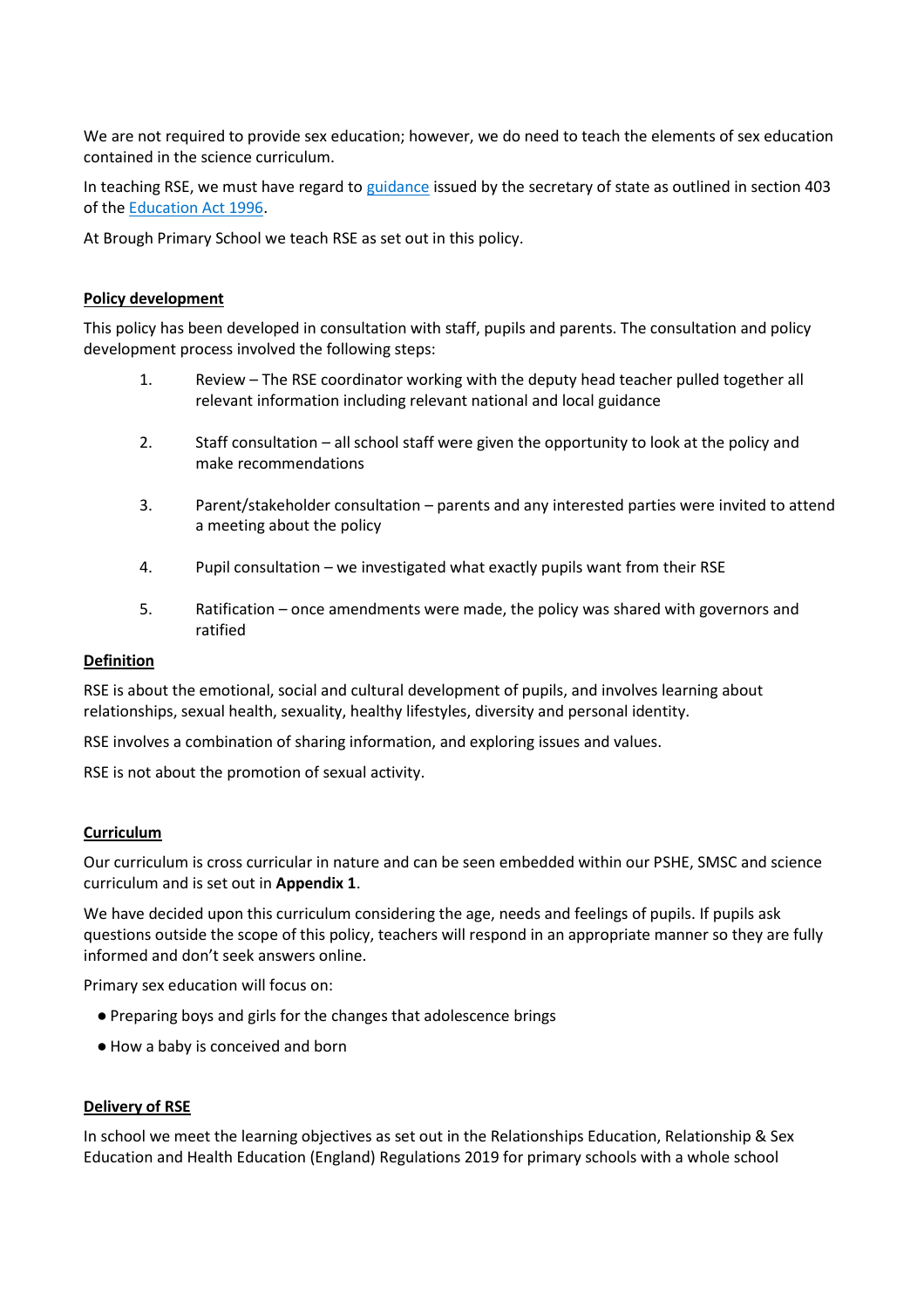We are not required to provide sex education; however, we do need to teach the elements of sex education contained in the science curriculum.

In teaching RSE, we must have regard to guidance issued by the secretary of state as outlined in section 403 of the Education Act 1996.

At Brough Primary School we teach RSE as set out in this policy.

**Policy development**

This policy has been developed in consultation with staff, pupils and parents. The consultation and policy development process involved the following steps:

1. Review – The RSE coordinator working with the deputy head teacher pulled together all relevant information including relevant national and local guidance
2. Staff consultation – all school staff were given the opportunity to look at the policy and make recommendations
3. Parent/stakeholder consultation – parents and any interested parties were invited to attend a meeting about the policy
4. Pupil consultation – we investigated what exactly pupils want from their RSE
5. Ratification – once amendments were made, the policy was shared with governors and ratified

**Definition**

RSE is about the emotional, social and cultural development of pupils, and involves learning about relationships, sexual health, sexuality, healthy lifestyles, diversity and personal identity.

RSE involves a combination of sharing information, and exploring issues and values.

RSE is not about the promotion of sexual activity.

**Curriculum**

Our curriculum is cross curricular in nature and can be seen embedded within our PSHE, SMSC and science curriculum and is set out in **Appendix 1**.

We have decided upon this curriculum considering the age, needs and feelings of pupils. If pupils ask questions outside the scope of this policy, teachers will respond in an appropriate manner so they are fully informed and don't seek answers online.

Primary sex education will focus on:

- Preparing boys and girls for the changes that adolescence brings
- How a baby is conceived and born

**Delivery of RSE**

In school we meet the learning objectives as set out in the Relationships Education, Relationship & Sex Education and Health Education (England) Regulations 2019 for primary schools with a whole school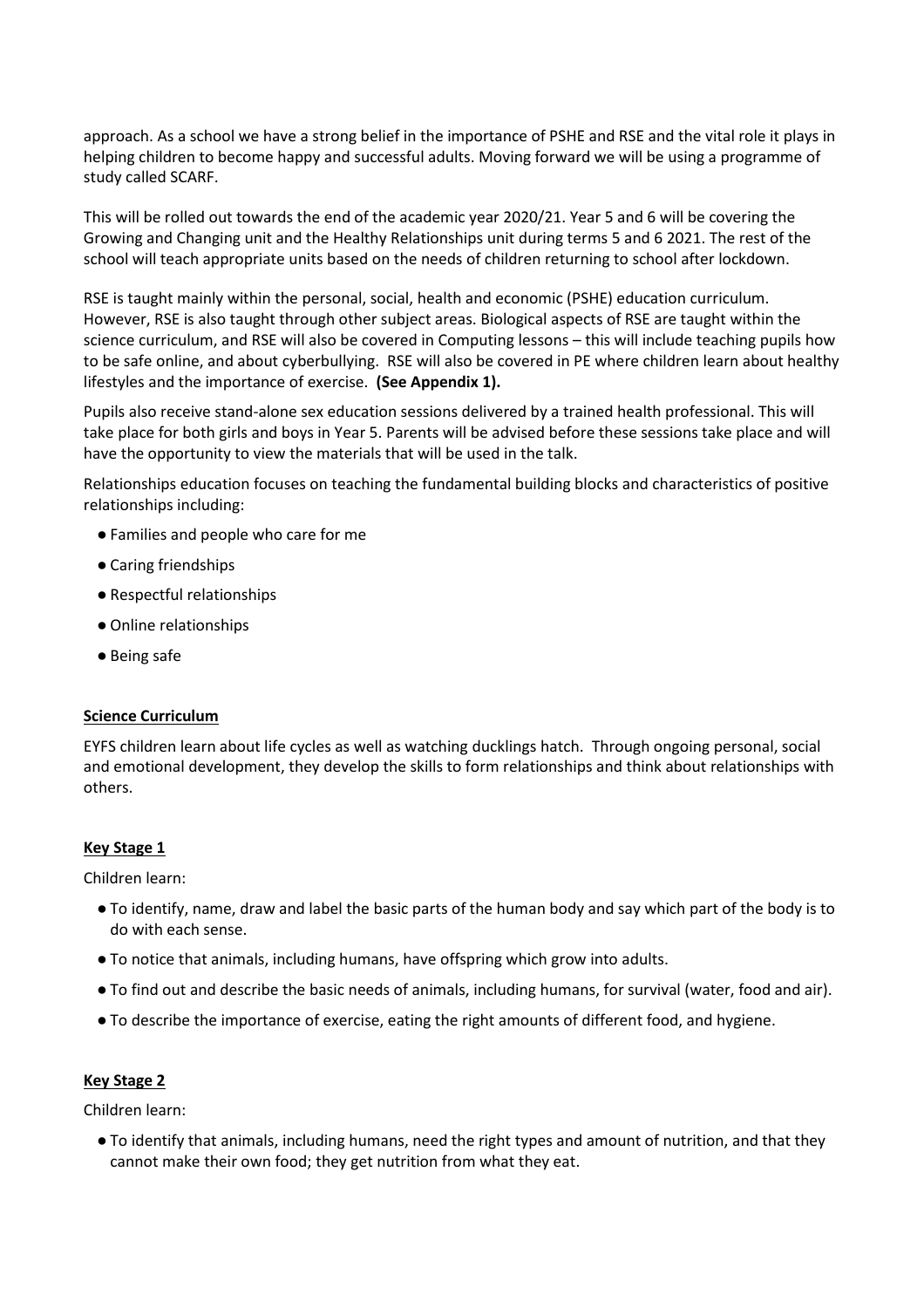approach. As a school we have a strong belief in the importance of PSHE and RSE and the vital role it plays in helping children to become happy and successful adults. Moving forward we will be using a programme of study called SCARF.

This will be rolled out towards the end of the academic year 2020/21. Year 5 and 6 will be covering the Growing and Changing unit and the Healthy Relationships unit during terms 5 and 6 2021. The rest of the school will teach appropriate units based on the needs of children returning to school after lockdown.

RSE is taught mainly within the personal, social, health and economic (PSHE) education curriculum. However, RSE is also taught through other subject areas. Biological aspects of RSE are taught within the science curriculum, and RSE will also be covered in Computing lessons – this will include teaching pupils how to be safe online, and about cyberbullying. RSE will also be covered in PE where children learn about healthy lifestyles and the importance of exercise. **(See Appendix 1).**

Pupils also receive stand-alone sex education sessions delivered by a trained health professional. This will take place for both girls and boys in Year 5. Parents will be advised before these sessions take place and will have the opportunity to view the materials that will be used in the talk.

Relationships education focuses on teaching the fundamental building blocks and characteristics of positive relationships including:

- Families and people who care for me
- Caring friendships
- Respectful relationships
- Online relationships
- Being safe

**Science Curriculum**

EYFS children learn about life cycles as well as watching ducklings hatch. Through ongoing personal, social and emotional development, they develop the skills to form relationships and think about relationships with others.

**Key Stage 1**

Children learn:

- To identify, name, draw and label the basic parts of the human body and say which part of the body is to do with each sense.
- To notice that animals, including humans, have offspring which grow into adults.
- To find out and describe the basic needs of animals, including humans, for survival (water, food and air).
- To describe the importance of exercise, eating the right amounts of different food, and hygiene.

**Key Stage 2**

Children learn:

- To identify that animals, including humans, need the right types and amount of nutrition, and that they cannot make their own food; they get nutrition from what they eat.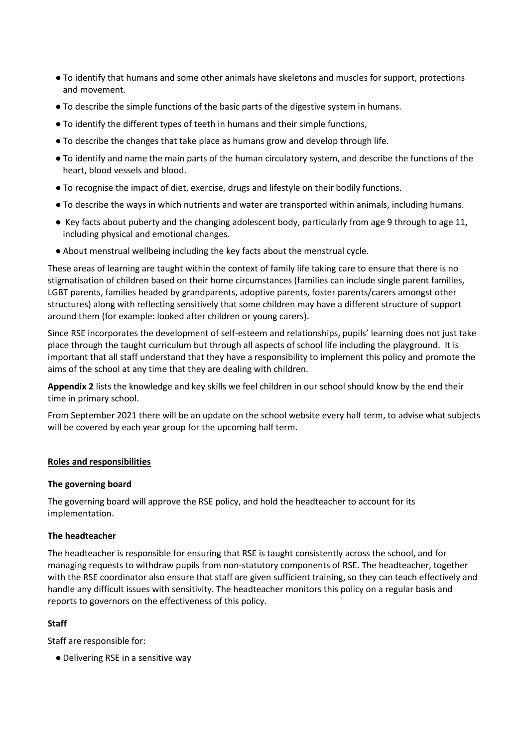- To identify that humans and some other animals have skeletons and muscles for support, protections and movement.
- To describe the simple functions of the basic parts of the digestive system in humans.
- To identify the different types of teeth in humans and their simple functions,
- To describe the changes that take place as humans grow and develop through life.
- To identify and name the main parts of the human circulatory system, and describe the functions of the heart, blood vessels and blood.
- To recognise the impact of diet, exercise, drugs and lifestyle on their bodily functions.
- To describe the ways in which nutrients and water are transported within animals, including humans.
- Key facts about puberty and the changing adolescent body, particularly from age 9 through to age 11, including physical and emotional changes.
- About menstrual wellbeing including the key facts about the menstrual cycle.

These areas of learning are taught within the context of family life taking care to ensure that there is no stigmatisation of children based on their home circumstances (families can include single parent families, LGBT parents, families headed by grandparents, adoptive parents, foster parents/carers amongst other structures) along with reflecting sensitively that some children may have a different structure of support around them (for example: looked after children or young carers).

Since RSE incorporates the development of self-esteem and relationships, pupils' learning does not just take place through the taught curriculum but through all aspects of school life including the playground. It is important that all staff understand that they have a responsibility to implement this policy and promote the aims of the school at any time that they are dealing with children.

**Appendix 2** lists the knowledge and key skills we feel children in our school should know by the end their time in primary school.

From September 2021 there will be an update on the school website every half term, to advise what subjects will be covered by each year group for the upcoming half term.

## Roles and responsibilities

### The governing board

The governing board will approve the RSE policy, and hold the headteacher to account for its implementation.

### The headteacher

The headteacher is responsible for ensuring that RSE is taught consistently across the school, and for managing requests to withdraw pupils from non-statutory components of RSE. The headteacher, together with the RSE coordinator also ensure that staff are given sufficient training, so they can teach effectively and handle any difficult issues with sensitivity. The headteacher monitors this policy on a regular basis and reports to governors on the effectiveness of this policy.

### Staff

Staff are responsible for:

- Delivering RSE in a sensitive way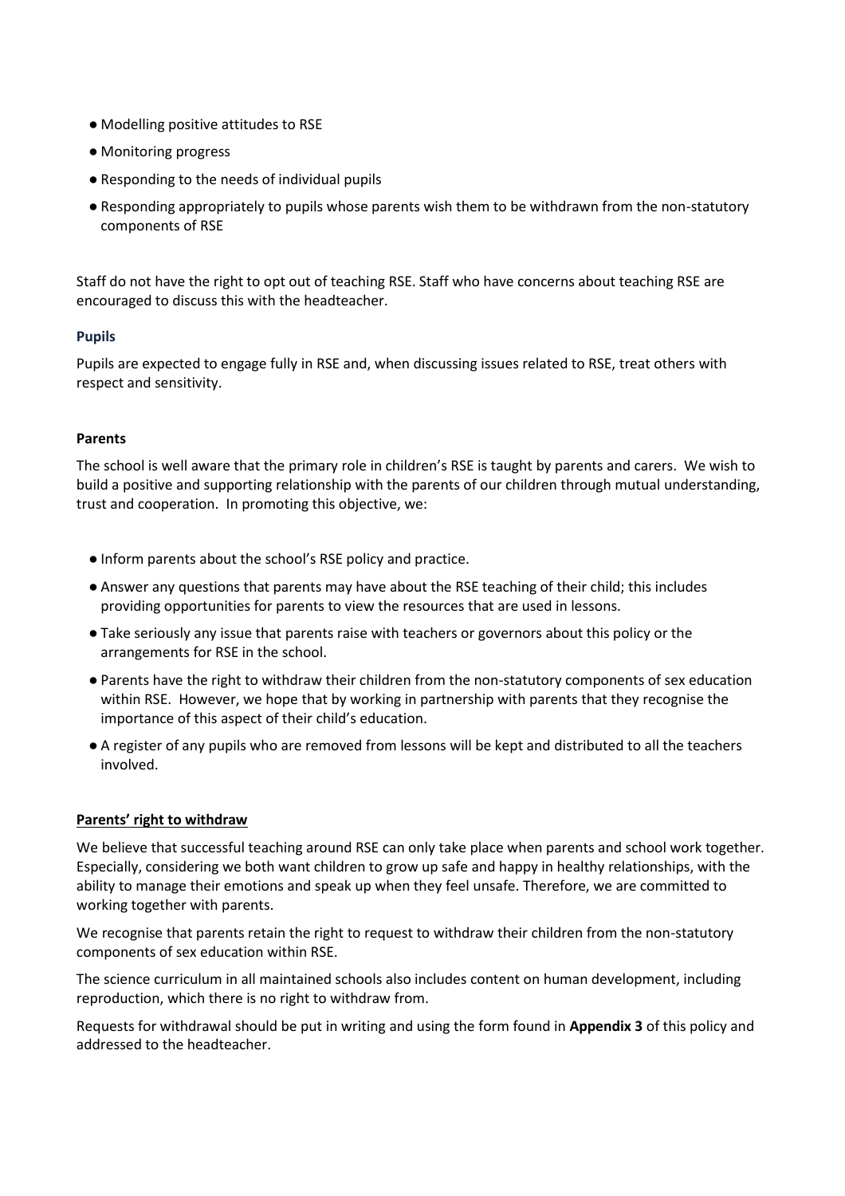- Modelling positive attitudes to RSE
- Monitoring progress
- Responding to the needs of individual pupils
- Responding appropriately to pupils whose parents wish them to be withdrawn from the non-statutory components of RSE

Staff do not have the right to opt out of teaching RSE. Staff who have concerns about teaching RSE are encouraged to discuss this with the headteacher.

### Pupils

Pupils are expected to engage fully in RSE and, when discussing issues related to RSE, treat others with respect and sensitivity.

### Parents

The school is well aware that the primary role in children's RSE is taught by parents and carers. We wish to build a positive and supporting relationship with the parents of our children through mutual understanding, trust and cooperation. In promoting this objective, we:

- Inform parents about the school's RSE policy and practice.
- Answer any questions that parents may have about the RSE teaching of their child; this includes providing opportunities for parents to view the resources that are used in lessons.
- Take seriously any issue that parents raise with teachers or governors about this policy or the arrangements for RSE in the school.
- Parents have the right to withdraw their children from the non-statutory components of sex education within RSE. However, we hope that by working in partnership with parents that they recognise the importance of this aspect of their child's education.
- A register of any pupils who are removed from lessons will be kept and distributed to all the teachers involved.

### Parents' right to withdraw

We believe that successful teaching around RSE can only take place when parents and school work together. Especially, considering we both want children to grow up safe and happy in healthy relationships, with the ability to manage their emotions and speak up when they feel unsafe. Therefore, we are committed to working together with parents.

We recognise that parents retain the right to request to withdraw their children from the non-statutory components of sex education within RSE.

The science curriculum in all maintained schools also includes content on human development, including reproduction, which there is no right to withdraw from.

Requests for withdrawal should be put in writing and using the form found in **Appendix 3** of this policy and addressed to the headteacher.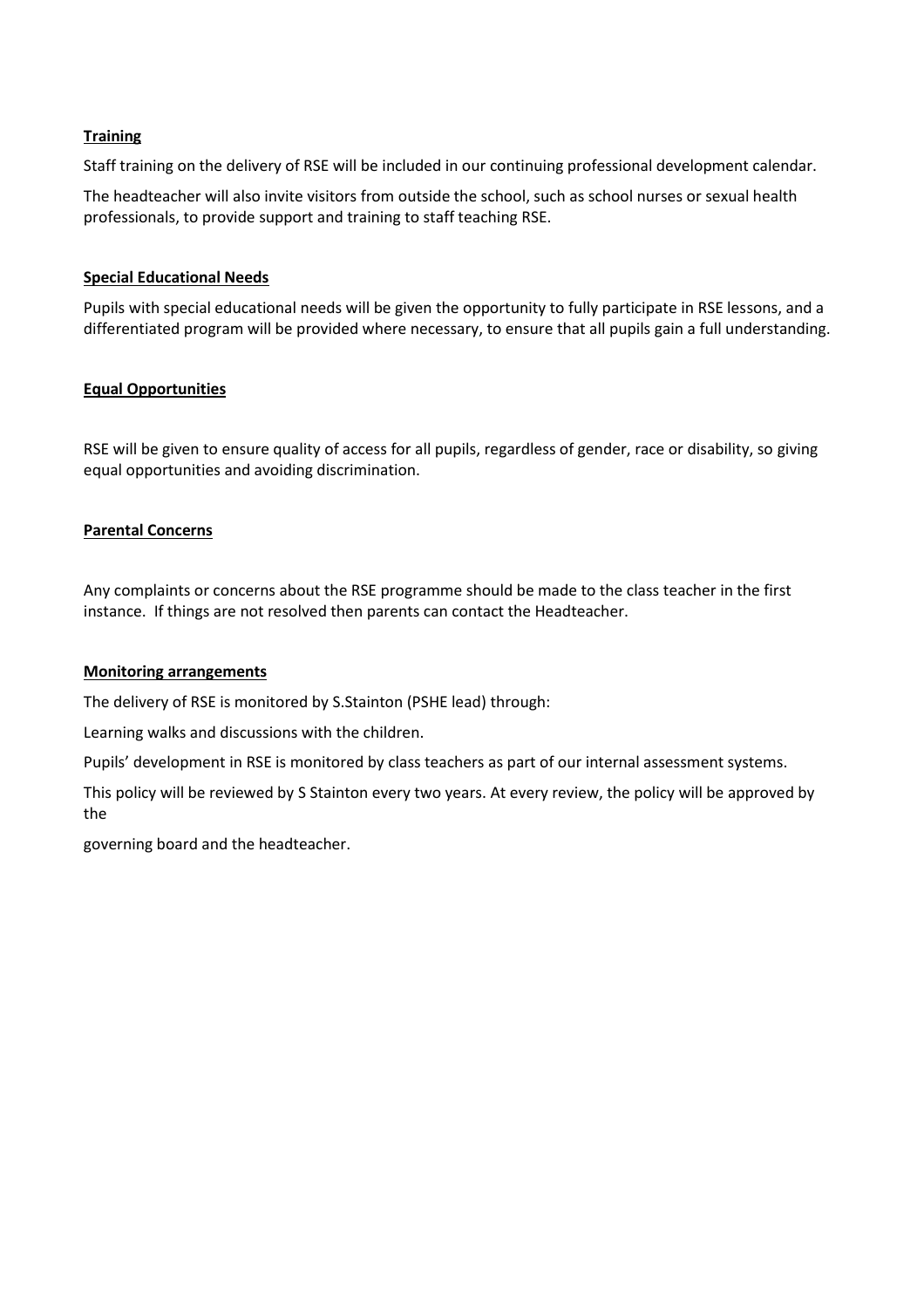**Training**

Staff training on the delivery of RSE will be included in our continuing professional development calendar.

The headteacher will also invite visitors from outside the school, such as school nurses or sexual health professionals, to provide support and training to staff teaching RSE.

**Special Educational Needs**

Pupils with special educational needs will be given the opportunity to fully participate in RSE lessons, and a differentiated program will be provided where necessary, to ensure that all pupils gain a full understanding.

**Equal Opportunities**

RSE will be given to ensure quality of access for all pupils, regardless of gender, race or disability, so giving equal opportunities and avoiding discrimination.

**Parental Concerns**

Any complaints or concerns about the RSE programme should be made to the class teacher in the first instance. If things are not resolved then parents can contact the Headteacher.

**Monitoring arrangements**

The delivery of RSE is monitored by S.Stainton (PSHE lead) through:

Learning walks and discussions with the children.

Pupils' development in RSE is monitored by class teachers as part of our internal assessment systems.

This policy will be reviewed by S Stainton every two years. At every review, the policy will be approved by the

governing board and the headteacher.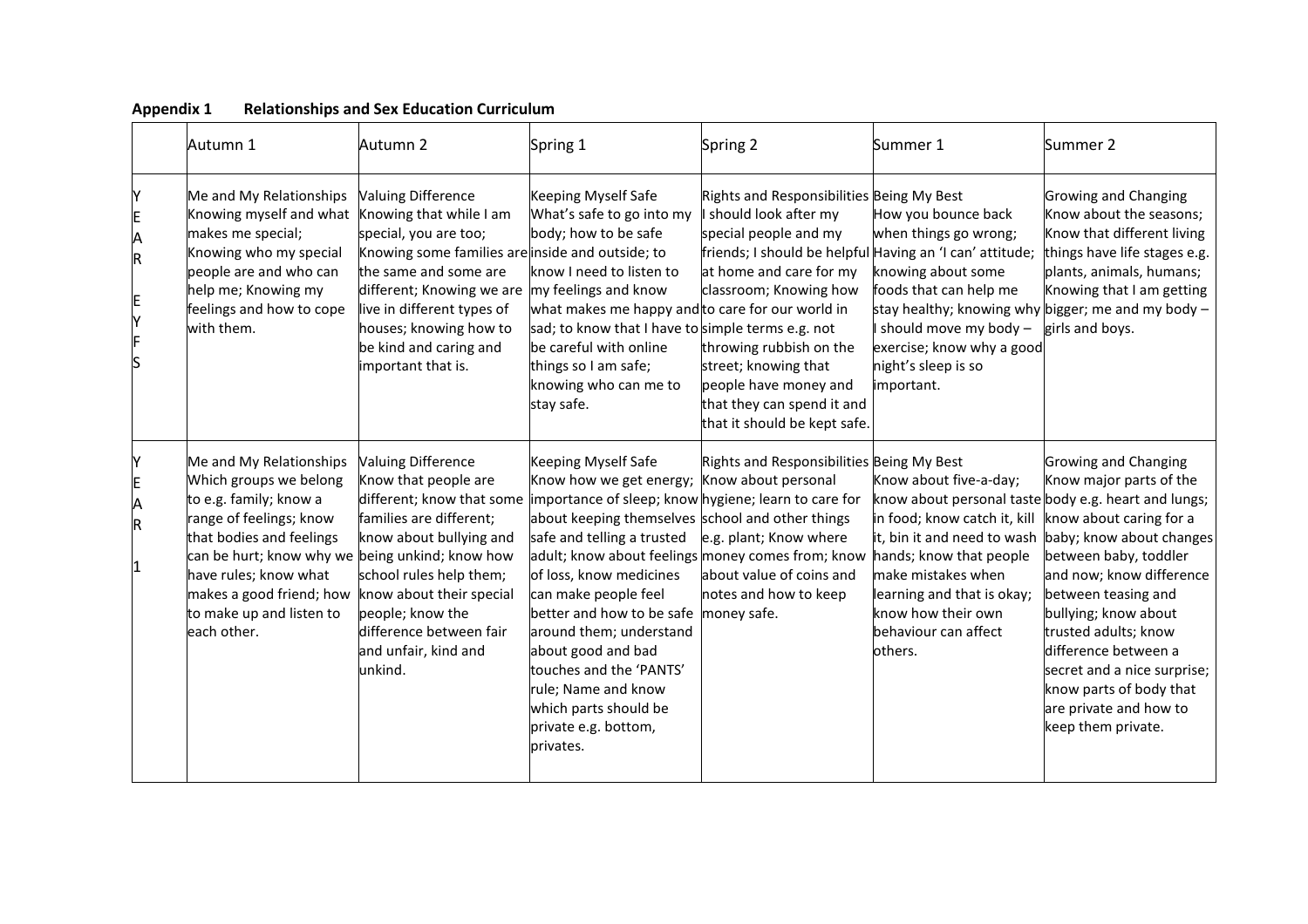**Appendix 1 Relationships and Sex Education Curriculum**

| | Autumn 1 | Autumn 2 | Spring 1 | Spring 2 | Summer 1 | Summer 2 |
|---|---|---|---|---|---|---|
| YEAR EYFS | Me and My Relationships Knowing myself and what makes me special; Knowing who my special people are and who can help me; Knowing my feelings and how to cope with them. | Valuing Difference Knowing that while I am special, you are too; Knowing some families are the same and some are different; Knowing we are live in different types of houses; knowing how to be kind and caring and important that is. | Keeping Myself Safe What's safe to go into my body; how to be safe inside and outside; to know I need to listen to my feelings and know what makes me happy and sad; to know that I have to be careful with online things so I am safe; knowing who can me to stay safe. | Rights and Responsibilities I should look after my special people and my friends; I should be helpful at home and care for my classroom; Knowing how to care for our world in simple terms e.g. not throwing rubbish on the street; knowing that people have money and that they can spend it and that it should be kept safe. | Being My Best How you bounce back when things go wrong; Having an 'I can' attitude; knowing about some foods that can help me stay healthy; knowing why I should move my body – exercise; know why a good night's sleep is so important. | Growing and Changing Know about the seasons; Know that different living things have life stages e.g. plants, animals, humans; Knowing that I am getting bigger; me and my body – girls and boys. |
| YEAR 1 | Me and My Relationships Which groups we belong to e.g. family; know a range of feelings; know that bodies and feelings can be hurt; know why we have rules; know what makes a good friend; how to make up and listen to each other. | Valuing Difference Know that people are different; know that some families are different; know about bullying and being unkind; know how school rules help them; know about their special people; know the difference between fair and unfair, kind and unkind. | Keeping Myself Safe Know how we get energy; importance of sleep; know about keeping themselves safe and telling a trusted adult; know about feelings of loss, know medicines can make people feel better and how to be safe around them; understand about good and bad touches and the 'PANTS' rule; Name and know which parts should be private e.g. bottom, privates. | Rights and Responsibilities Know about personal hygiene; learn to care for school and other things e.g. plant; Know where money comes from; know about value of coins and notes and how to keep money safe. | Being My Best Know about five-a-day; know about personal taste in food; know catch it, kill it, bin it and need to wash hands; know that people make mistakes when learning and that is okay; know how their own behaviour can affect others. | Growing and Changing Know major parts of the body e.g. heart and lungs; know about caring for a baby; know about changes between baby, toddler and now; know difference between teasing and bullying; know about trusted adults; know difference between a secret and a nice surprise; know parts of body that are private and how to keep them private. |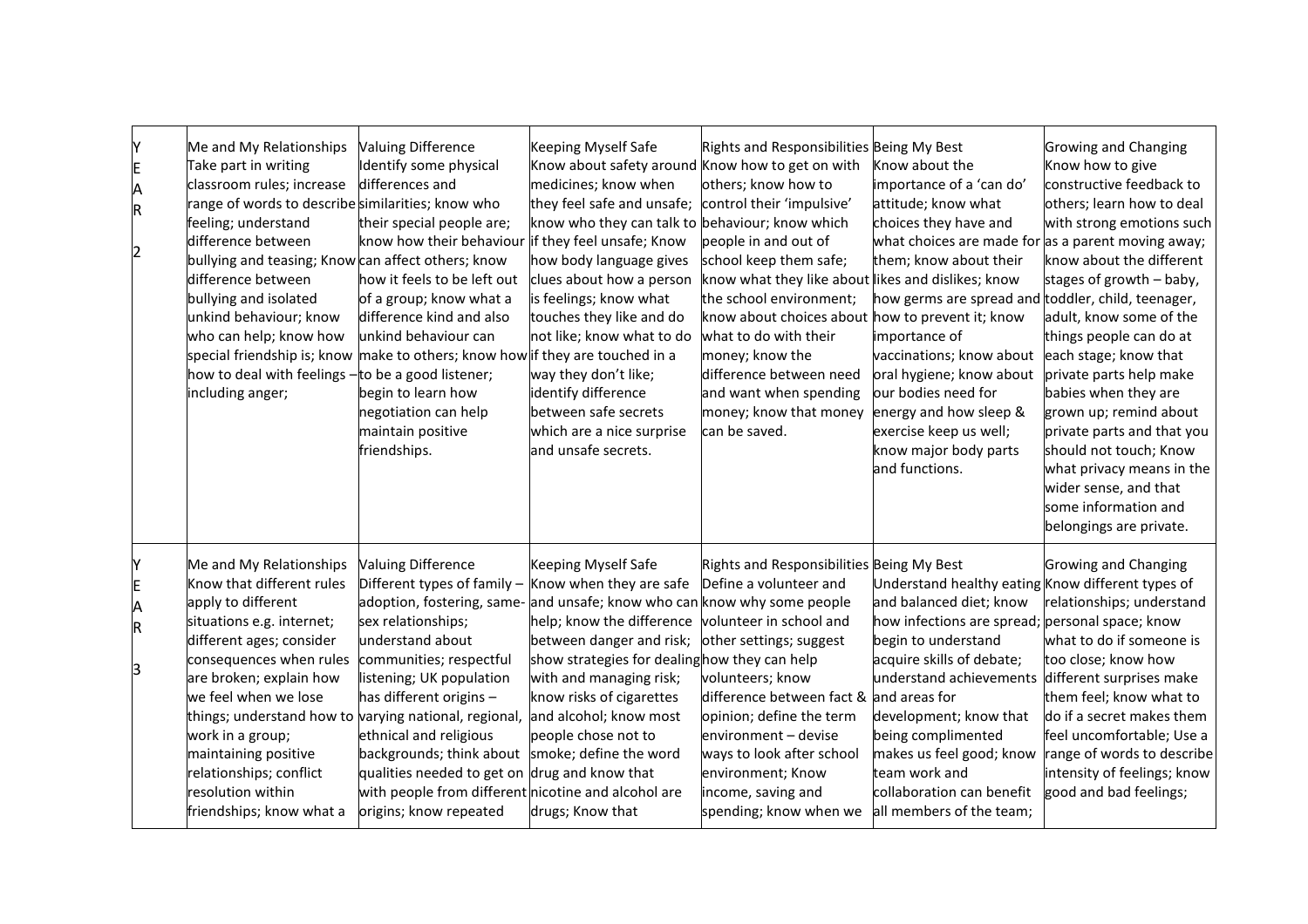| | | | | | | |
|---|---|---|---|---|---|---|
| YEAR 2 | Me and My Relationships<br>Take part in writing classroom rules; increase range of words to describe feeling; understand difference between bullying and teasing; Know difference between bullying and isolated unkind behaviour; know who can help; know how special friendship is; know how to deal with feelings – including anger; | Valuing Difference<br>Identify some physical differences and similarities; know who their special people are; know how their behaviour can affect others; know how it feels to be left out of a group; know what a difference kind and also unkind behaviour can make to others; know how to be a good listener; begin to learn how negotiation can help maintain positive friendships. | Keeping Myself Safe<br>Know about safety around medicines; know when they feel safe and unsafe; know who they can talk to if they feel unsafe; Know how body language gives clues about how a person is feelings; know what touches they like and do not like; know what to do if they are touched in a way they don't like; identify difference between safe secrets which are a nice surprise and unsafe secrets. | Rights and Responsibilities<br>Know how to get on with others; know how to control their 'impulsive' behaviour; know which people in and out of school keep them safe; know what they like about the school environment; know about choices about what to do with their money; know the difference between need and want when spending money; know that money can be saved. | Being My Best<br>Know about the importance of a 'can do' attitude; know what choices they have and what choices are made for them; know about their likes and dislikes; know how germs are spread and how to prevent it; know importance of vaccinations; know about oral hygiene; know about our bodies need for energy and how sleep & exercise keep us well; know major body parts and functions. | Growing and Changing<br>Know how to give constructive feedback to others; learn how to deal with strong emotions such as a parent moving away; know about the different stages of growth – baby, toddler, child, teenager, adult, know some of the things people can do at each stage; know that private parts help make babies when they are grown up; remind about private parts and that you should not touch; Know what privacy means in the wider sense, and that some information and belongings are private. |
| YEAR 3 | Me and My Relationships<br>Know that different rules apply to different situations e.g. internet; different ages; consider consequences when rules are broken; explain how we feel when we lose things; understand how to work in a group; maintaining positive relationships; conflict resolution within friendships; know what a | Valuing Difference<br>Different types of family – adoption, fostering, same-sex relationships; understand about communities; respectful listening; UK population has different origins – varying national, regional, ethnical and religious backgrounds; think about qualities needed to get on with people from different origins; know repeated | Keeping Myself Safe<br>Know when they are safe and unsafe; know who can help; know the difference between danger and risk; show strategies for dealing with and managing risk; know risks of cigarettes and alcohol; know most people chose not to smoke; define the word drug and know that nicotine and alcohol are drugs; Know that | Rights and Responsibilities<br>Define a volunteer and know why some people volunteer in school and other settings; suggest how they can help volunteers; know difference between fact & opinion; define the term environment – devise ways to look after school environment; Know income, saving and spending; know when we | Being My Best<br>Understand healthy eating and balanced diet; know how infections are spread; begin to understand acquire skills of debate; understand achievements and areas for development; know that being complimented makes us feel good; know team work and collaboration can benefit all members of the team; | Growing and Changing<br>Know different types of relationships; understand personal space; know what to do if someone is too close; know how different surprises make them feel; know what to do if a secret makes them feel uncomfortable; Use a range of words to describe intensity of feelings; know good and bad feelings; |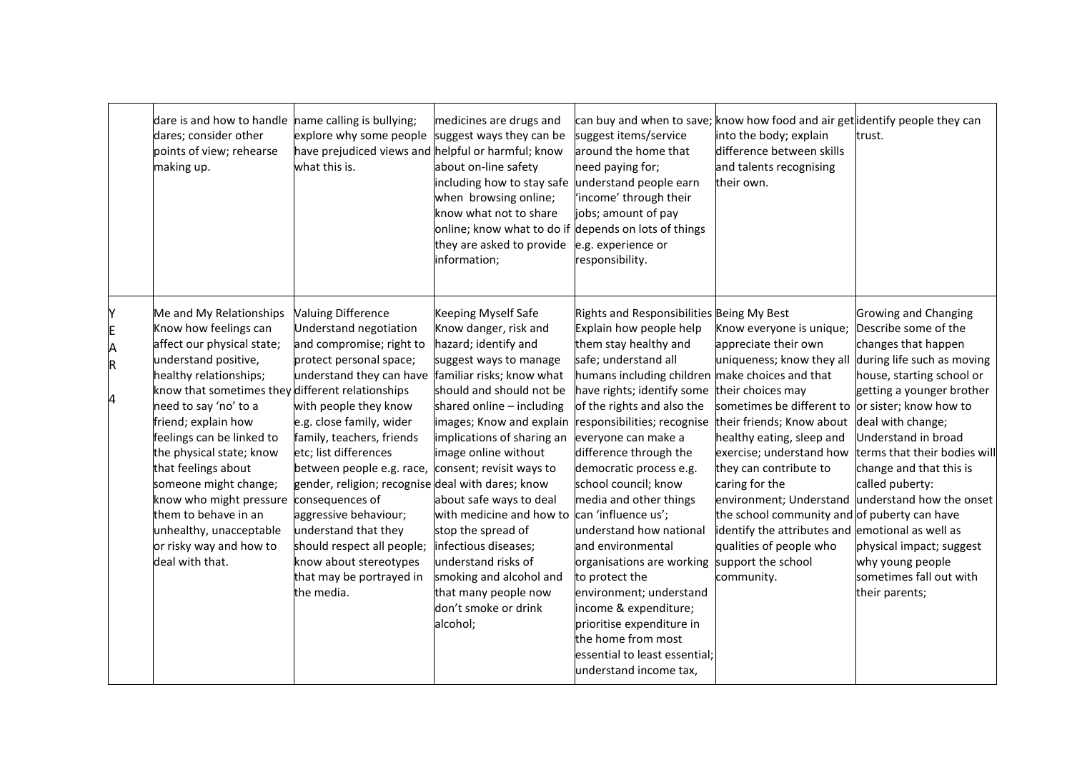| | | | | | | |
|---|---|---|---|---|---|---|
| | dare is and how to handle dares; consider other points of view; rehearse making up. | name calling is bullying; explore why some people have prejudiced views and what this is. | medicines are drugs and suggest ways they can be helpful or harmful; know about on-line safety including how to stay safe when browsing online; know what not to share online; know what to do if they are asked to provide information; | can buy and when to save; suggest items/service around the home that need paying for; understand people earn 'income' through their jobs; amount of pay depends on lots of things e.g. experience or responsibility. | know how food and air get into the body; explain difference between skills and talents recognising their own. | identify people they can trust. |
| YEAR 4 | Me and My Relationships Know how feelings can affect our physical state; understand positive, healthy relationships; know that sometimes they need to say 'no' to a friend; explain how feelings can be linked to the physical state; know that feelings about someone might change; know who might pressure them to behave in an unhealthy, unacceptable or risky way and how to deal with that. | Valuing Difference Understand negotiation and compromise; right to protect personal space; understand they can have different relationships with people they know e.g. close family, wider family, teachers, friends etc; list differences between people e.g. race, gender, religion; recognise consequences of aggressive behaviour; understand that they should respect all people; know about stereotypes that may be portrayed in the media. | Keeping Myself Safe Know danger, risk and hazard; identify and suggest ways to manage familiar risks; know what should and should not be shared online – including images; Know and explain implications of sharing an image online without consent; revisit ways to deal with dares; know about safe ways to deal with medicine and how to stop the spread of infectious diseases; understand risks of smoking and alcohol and that many people now don't smoke or drink alcohol; | Rights and Responsibilities Explain how people help them stay healthy and safe; understand all humans including children have rights; identify some of the rights and also the responsibilities; recognise everyone can make a difference through the democratic process e.g. school council; know media and other things can 'influence us'; understand how national and environmental organisations are working to protect the environment; understand income & expenditure; prioritise expenditure in the home from most essential to least essential; understand income tax, | Being My Best Know everyone is unique; appreciate their own uniqueness; know they all make choices and that their choices may sometimes be different to their friends; Know about healthy eating, sleep and exercise; understand how they can contribute to caring for the environment; Understand the school community and identify the attributes and qualities of people who support the school community. | Growing and Changing Describe some of the changes that happen during life such as moving house, starting school or getting a younger brother or sister; know how to deal with change; Understand in broad terms that their bodies will change and that this is called puberty: understand how the onset of puberty can have emotional as well as physical impact; suggest why young people sometimes fall out with their parents; |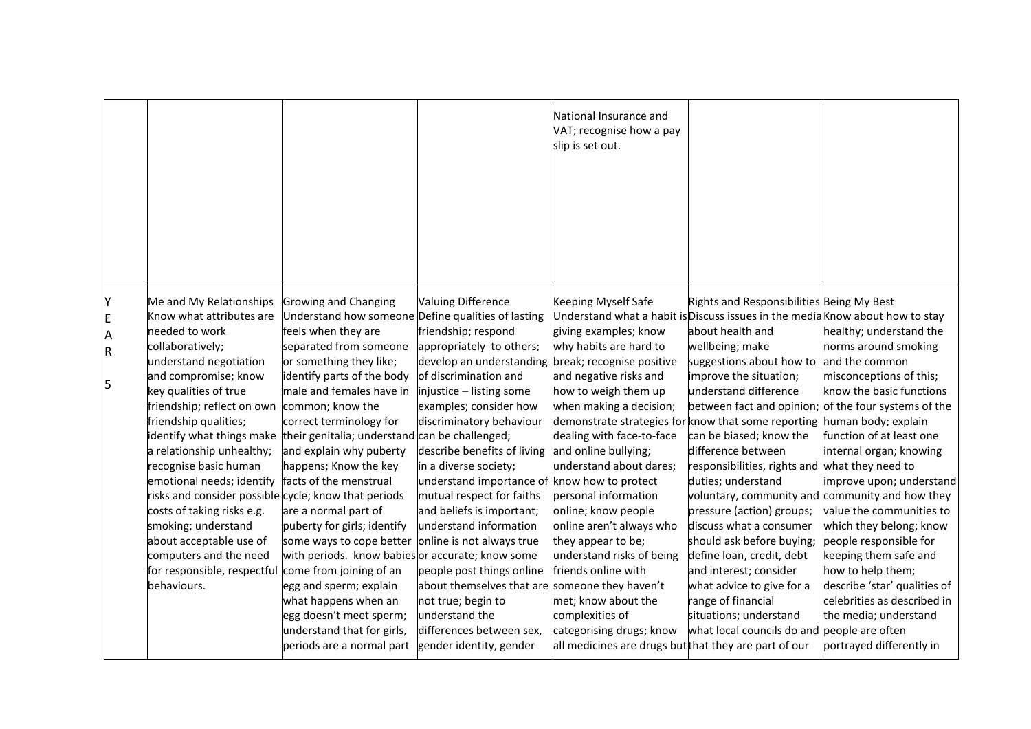| | | | | | | |
|---|---|---|---|---|---|---|
| | | | | National Insurance and VAT; recognise how a pay slip is set out. | | |
| YEAR 5 | Me and My Relationships Know what attributes are needed to work collaboratively; understand negotiation and compromise; know key qualities of true friendship; reflect on own friendship qualities; identify what things make a relationship unhealthy; recognise basic human emotional needs; identify risks and consider possible costs of taking risks e.g. smoking; understand about acceptable use of computers and the need for responsible, respectful behaviours. | Growing and Changing Understand how someone feels when they are separated from someone or something they like; identify parts of the body male and females have in common; know the correct terminology for their genitalia; understand and explain why puberty happens; Know the key facts of the menstrual cycle; know that periods are a normal part of puberty for girls; identify some ways to cope better with periods. know babies come from joining of an egg and sperm; explain what happens when an egg doesn't meet sperm; understand that for girls, periods are a normal part | Valuing Difference Define qualities of lasting friendship; respond appropriately to others; develop an understanding of discrimination and injustice – listing some examples; consider how discriminatory behaviour can be challenged; describe benefits of living in a diverse society; understand importance of mutual respect for faiths and beliefs is important; understand information online is not always true or accurate; know some people post things online about themselves that are not true; begin to understand the differences between sex, gender identity, gender | Keeping Myself Safe Understand what a habit is giving examples; know why habits are hard to break; recognise positive and negative risks and how to weigh them up when making a decision; demonstrate strategies for dealing with face-to-face and online bullying; understand about dares; know how to protect personal information online; know people online aren't always who they appear to be; understand risks of being friends online with someone they haven't met; know about the complexities of categorising drugs; know all medicines are drugs but | Rights and Responsibilities Discuss issues in the media about health and wellbeing; make suggestions about how to improve the situation; understand difference between fact and opinion; know that some reporting can be biased; know the difference between responsibilities, rights and duties; understand voluntary, community and pressure (action) groups; discuss what a consumer should ask before buying; define loan, credit, debt and interest; consider what advice to give for a range of financial situations; understand what local councils do and that they are part of our | Being My Best Know about how to stay healthy; understand the norms around smoking and the common misconceptions of this; know the basic functions of the four systems of the human body; explain function of at least one internal organ; knowing what they need to improve upon; understand community and how they value the communities to which they belong; know people responsible for keeping them safe and how to help them; describe 'star' qualities of celebrities as described in the media; understand people are often portrayed differently in |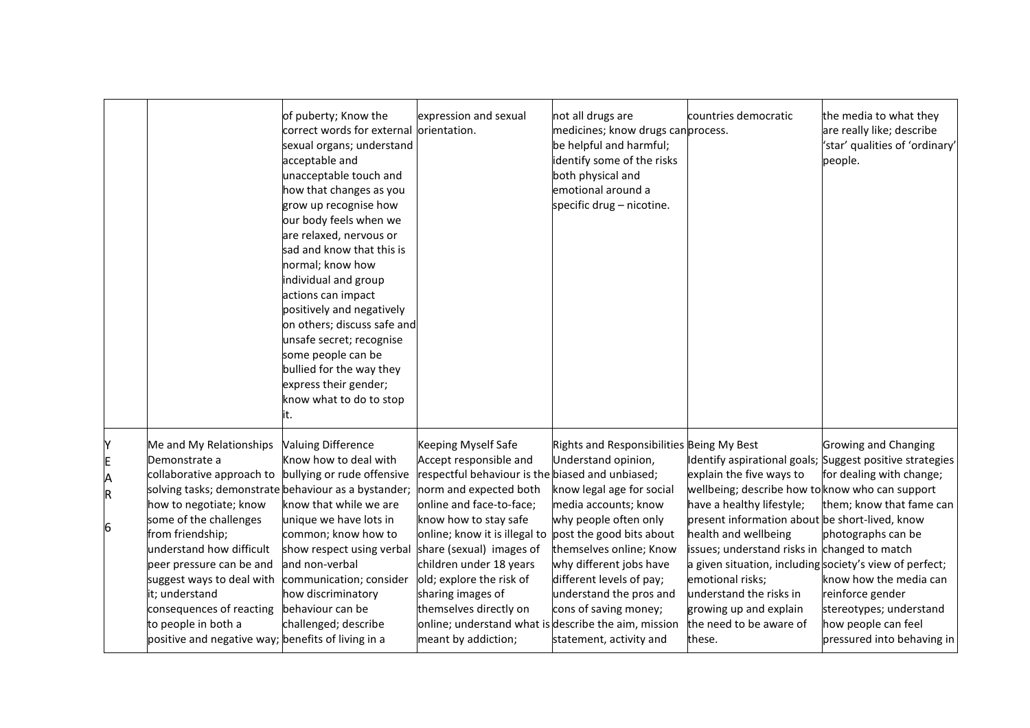| | | | | | | | |
|---|---|---|---|---|---|---|---|
| | | of puberty; Know the correct words for external sexual organs; understand acceptable and unacceptable touch and how that changes as you grow up recognise how our body feels when we are relaxed, nervous or sad and know that this is normal; know how individual and group actions can impact positively and negatively on others; discuss safe and unsafe secret; recognise some people can be bullied for the way they express their gender; know what to do to stop it. | expression and sexual orientation. | not all drugs are medicines; know drugs can be helpful and harmful; identify some of the risks both physical and emotional around a specific drug – nicotine. | countries democratic process. | the media to what they are really like; describe 'star' qualities of 'ordinary' people. |
| YEAR 6 | Me and My Relationships Demonstrate a collaborative approach to solving tasks; demonstrate how to negotiate; know some of the challenges from friendship; understand how difficult peer pressure can be and suggest ways to deal with it; understand consequences of reacting to people in both a positive and negative way; | Valuing Difference Know how to deal with bullying or rude offensive behaviour as a bystander; know that while we are unique we have lots in common; know how to show respect using verbal and non-verbal communication; consider how discriminatory behaviour can be challenged; describe benefits of living in a | Keeping Myself Safe Accept responsible and respectful behaviour is the norm and expected both online and face-to-face; know how to stay safe online; know it is illegal to share (sexual) images of children under 18 years old; explore the risk of sharing images of themselves directly on online; understand what is meant by addiction; | Rights and Responsibilities Understand opinion, biased and unbiased; know legal age for social media accounts; know why people often only post the good bits about themselves online; Know why different jobs have different levels of pay; understand the pros and cons of saving money; describe the aim, mission statement, activity and | Being My Best Identify aspirational goals; explain the five ways to wellbeing; describe how to have a healthy lifestyle; present information about health and wellbeing issues; understand risks in a given situation, including emotional risks; understand the risks in growing up and explain the need to be aware of these. | Growing and Changing Suggest positive strategies for dealing with change; know who can support them; know that fame can be short-lived, know photographs can be changed to match society's view of perfect; know how the media can reinforce gender stereotypes; understand how people can feel pressured into behaving in |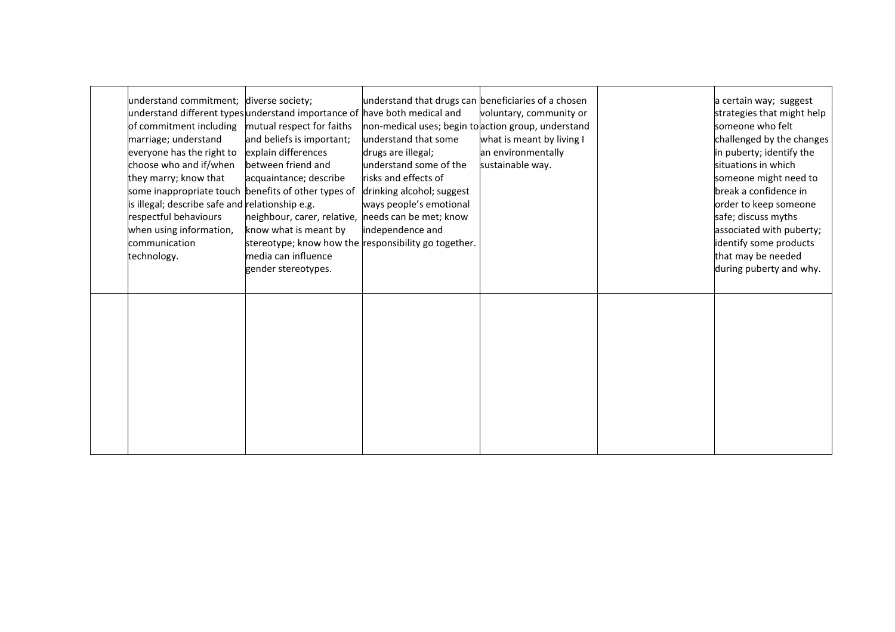| | | | | | | |
|---|---|---|---|---|---|---|
| | understand commitment; understand different types of commitment including marriage; understand everyone has the right to choose who and if/when they marry; know that some inappropriate touch is illegal; describe safe and respectful behaviours when using information, communication technology. | diverse society; understand importance of mutual respect for faiths and beliefs is important; explain differences between friend and acquaintance; describe benefits of other types of relationship e.g. neighbour, carer, relative, know what is meant by stereotype; know how the media can influence gender stereotypes. | understand that drugs can have both medical and non-medical uses; begin to understand that some drugs are illegal; understand some of the risks and effects of drinking alcohol; suggest ways people's emotional needs can be met; know independence and responsibility go together. | beneficiaries of a chosen voluntary, community or action group, understand what is meant by living I an environmentally sustainable way. | | a certain way; suggest strategies that might help someone who felt challenged by the changes in puberty; identify the situations in which someone might need to break a confidence in order to keep someone safe; discuss myths associated with puberty; identify some products that may be needed during puberty and why. |
| | | | | | | |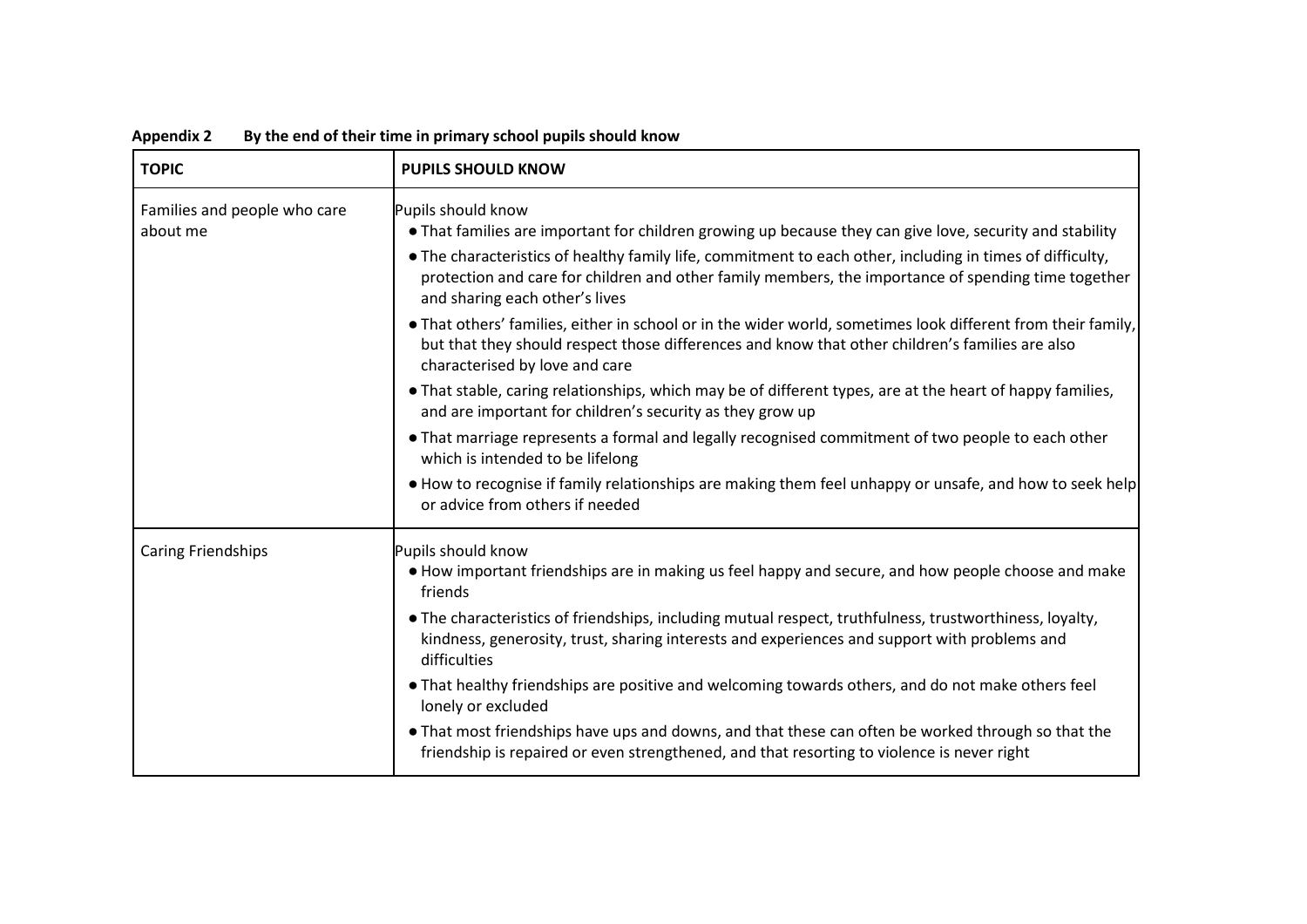**Appendix 2 By the end of their time in primary school pupils should know**

| **TOPIC** | **PUPILS SHOULD KNOW** |
|---|---|
| Families and people who care about me | Pupils should know<br>● That families are important for children growing up because they can give love, security and stability<br>● The characteristics of healthy family life, commitment to each other, including in times of difficulty, protection and care for children and other family members, the importance of spending time together and sharing each other's lives<br>● That others' families, either in school or in the wider world, sometimes look different from their family, but that they should respect those differences and know that other children's families are also characterised by love and care<br>● That stable, caring relationships, which may be of different types, are at the heart of happy families, and are important for children's security as they grow up<br>● That marriage represents a formal and legally recognised commitment of two people to each other which is intended to be lifelong<br>● How to recognise if family relationships are making them feel unhappy or unsafe, and how to seek help or advice from others if needed |
| Caring Friendships | Pupils should know<br>● How important friendships are in making us feel happy and secure, and how people choose and make friends<br>● The characteristics of friendships, including mutual respect, truthfulness, trustworthiness, loyalty, kindness, generosity, trust, sharing interests and experiences and support with problems and difficulties<br>● That healthy friendships are positive and welcoming towards others, and do not make others feel lonely or excluded<br>● That most friendships have ups and downs, and that these can often be worked through so that the friendship is repaired or even strengthened, and that resorting to violence is never right |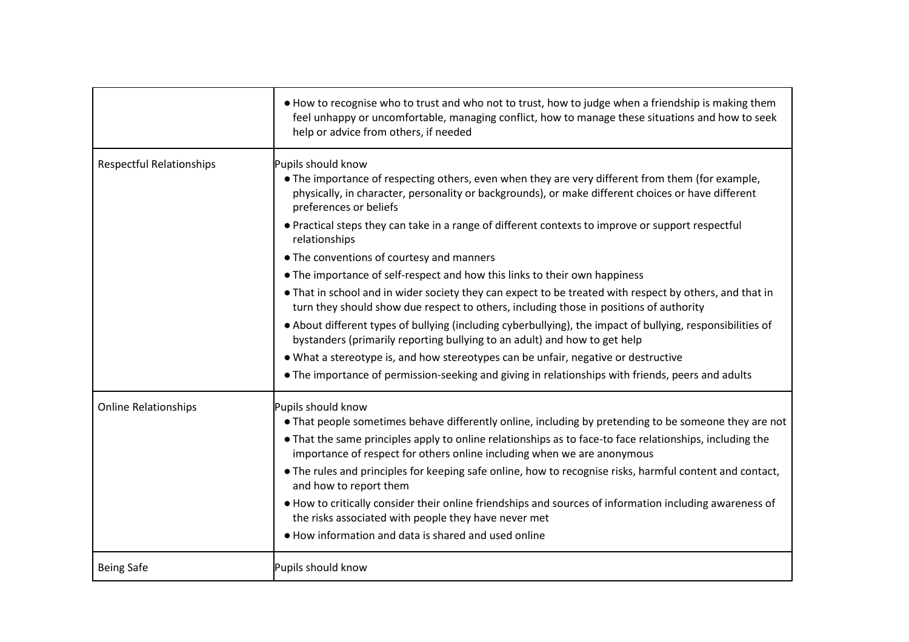| | |
|---|---|
| | ● How to recognise who to trust and who not to trust, how to judge when a friendship is making them feel unhappy or uncomfortable, managing conflict, how to manage these situations and how to seek help or advice from others, if needed |
| Respectful Relationships | Pupils should know<br>● The importance of respecting others, even when they are very different from them (for example, physically, in character, personality or backgrounds), or make different choices or have different preferences or beliefs<br>● Practical steps they can take in a range of different contexts to improve or support respectful relationships<br>● The conventions of courtesy and manners<br>● The importance of self-respect and how this links to their own happiness<br>● That in school and in wider society they can expect to be treated with respect by others, and that in turn they should show due respect to others, including those in positions of authority<br>● About different types of bullying (including cyberbullying), the impact of bullying, responsibilities of bystanders (primarily reporting bullying to an adult) and how to get help<br>● What a stereotype is, and how stereotypes can be unfair, negative or destructive<br>● The importance of permission-seeking and giving in relationships with friends, peers and adults |
| Online Relationships | Pupils should know<br>● That people sometimes behave differently online, including by pretending to be someone they are not<br>● That the same principles apply to online relationships as to face-to face relationships, including the importance of respect for others online including when we are anonymous<br>● The rules and principles for keeping safe online, how to recognise risks, harmful content and contact, and how to report them<br>● How to critically consider their online friendships and sources of information including awareness of the risks associated with people they have never met<br>● How information and data is shared and used online |
| Being Safe | Pupils should know |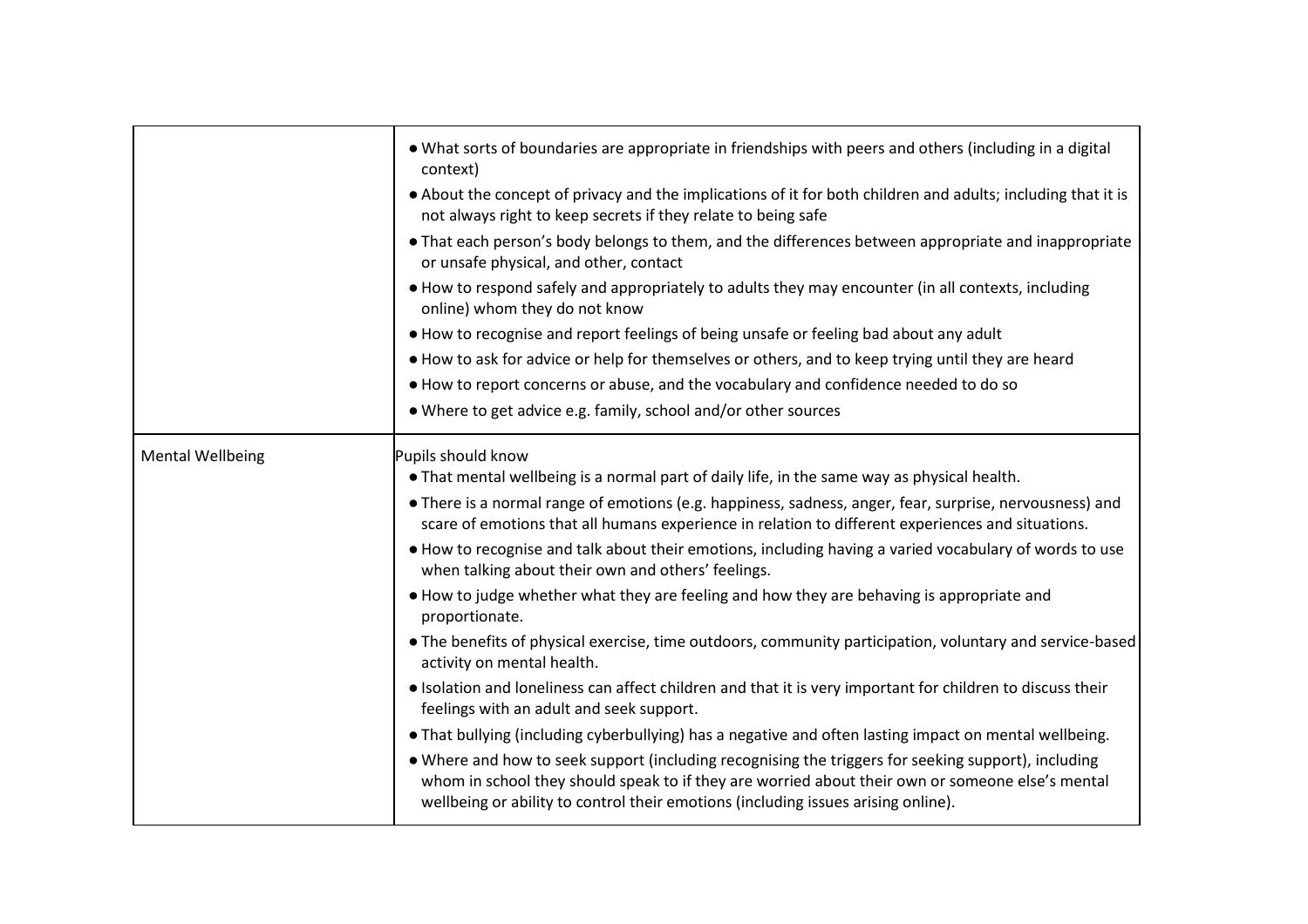| | |
|---|---|
| | ● What sorts of boundaries are appropriate in friendships with peers and others (including in a digital context)<br>● About the concept of privacy and the implications of it for both children and adults; including that it is not always right to keep secrets if they relate to being safe<br>● That each person's body belongs to them, and the differences between appropriate and inappropriate or unsafe physical, and other, contact<br>● How to respond safely and appropriately to adults they may encounter (in all contexts, including online) whom they do not know<br>● How to recognise and report feelings of being unsafe or feeling bad about any adult<br>● How to ask for advice or help for themselves or others, and to keep trying until they are heard<br>● How to report concerns or abuse, and the vocabulary and confidence needed to do so<br>● Where to get advice e.g. family, school and/or other sources |
| Mental Wellbeing | Pupils should know<br>● That mental wellbeing is a normal part of daily life, in the same way as physical health.<br>● There is a normal range of emotions (e.g. happiness, sadness, anger, fear, surprise, nervousness) and scare of emotions that all humans experience in relation to different experiences and situations.<br>● How to recognise and talk about their emotions, including having a varied vocabulary of words to use when talking about their own and others' feelings.<br>● How to judge whether what they are feeling and how they are behaving is appropriate and proportionate.<br>● The benefits of physical exercise, time outdoors, community participation, voluntary and service-based activity on mental health.<br>● Isolation and loneliness can affect children and that it is very important for children to discuss their feelings with an adult and seek support.<br>● That bullying (including cyberbullying) has a negative and often lasting impact on mental wellbeing.<br>● Where and how to seek support (including recognising the triggers for seeking support), including whom in school they should speak to if they are worried about their own or someone else's mental wellbeing or ability to control their emotions (including issues arising online). |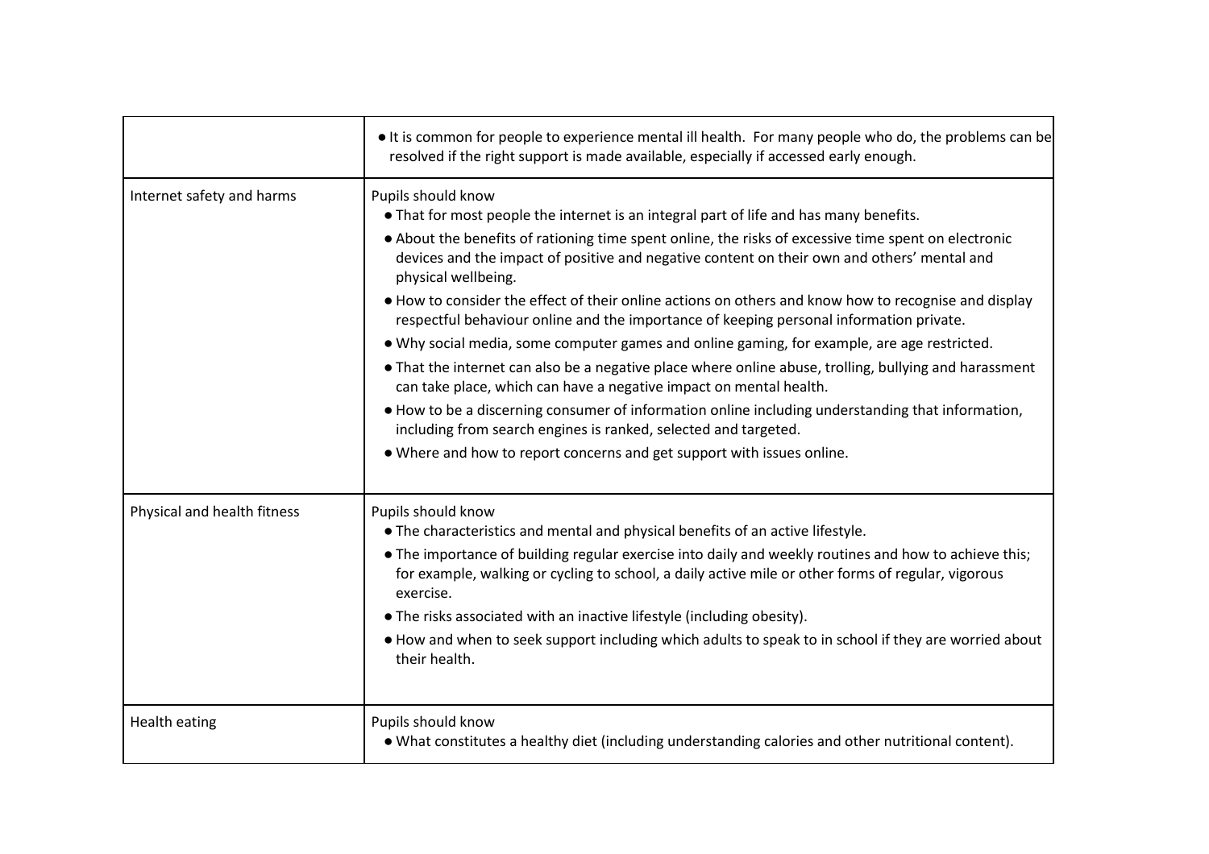| | |
|---|---|
| | • It is common for people to experience mental ill health. For many people who do, the problems can be resolved if the right support is made available, especially if accessed early enough. |
| Internet safety and harms | Pupils should know<br>• That for most people the internet is an integral part of life and has many benefits.<br>• About the benefits of rationing time spent online, the risks of excessive time spent on electronic devices and the impact of positive and negative content on their own and others' mental and physical wellbeing.<br>• How to consider the effect of their online actions on others and know how to recognise and display respectful behaviour online and the importance of keeping personal information private.<br>• Why social media, some computer games and online gaming, for example, are age restricted.<br>• That the internet can also be a negative place where online abuse, trolling, bullying and harassment can take place, which can have a negative impact on mental health.<br>• How to be a discerning consumer of information online including understanding that information, including from search engines is ranked, selected and targeted.<br>• Where and how to report concerns and get support with issues online. |
| Physical and health fitness | Pupils should know<br>• The characteristics and mental and physical benefits of an active lifestyle.<br>• The importance of building regular exercise into daily and weekly routines and how to achieve this; for example, walking or cycling to school, a daily active mile or other forms of regular, vigorous exercise.<br>• The risks associated with an inactive lifestyle (including obesity).<br>• How and when to seek support including which adults to speak to in school if they are worried about their health. |
| Health eating | Pupils should know<br>• What constitutes a healthy diet (including understanding calories and other nutritional content). |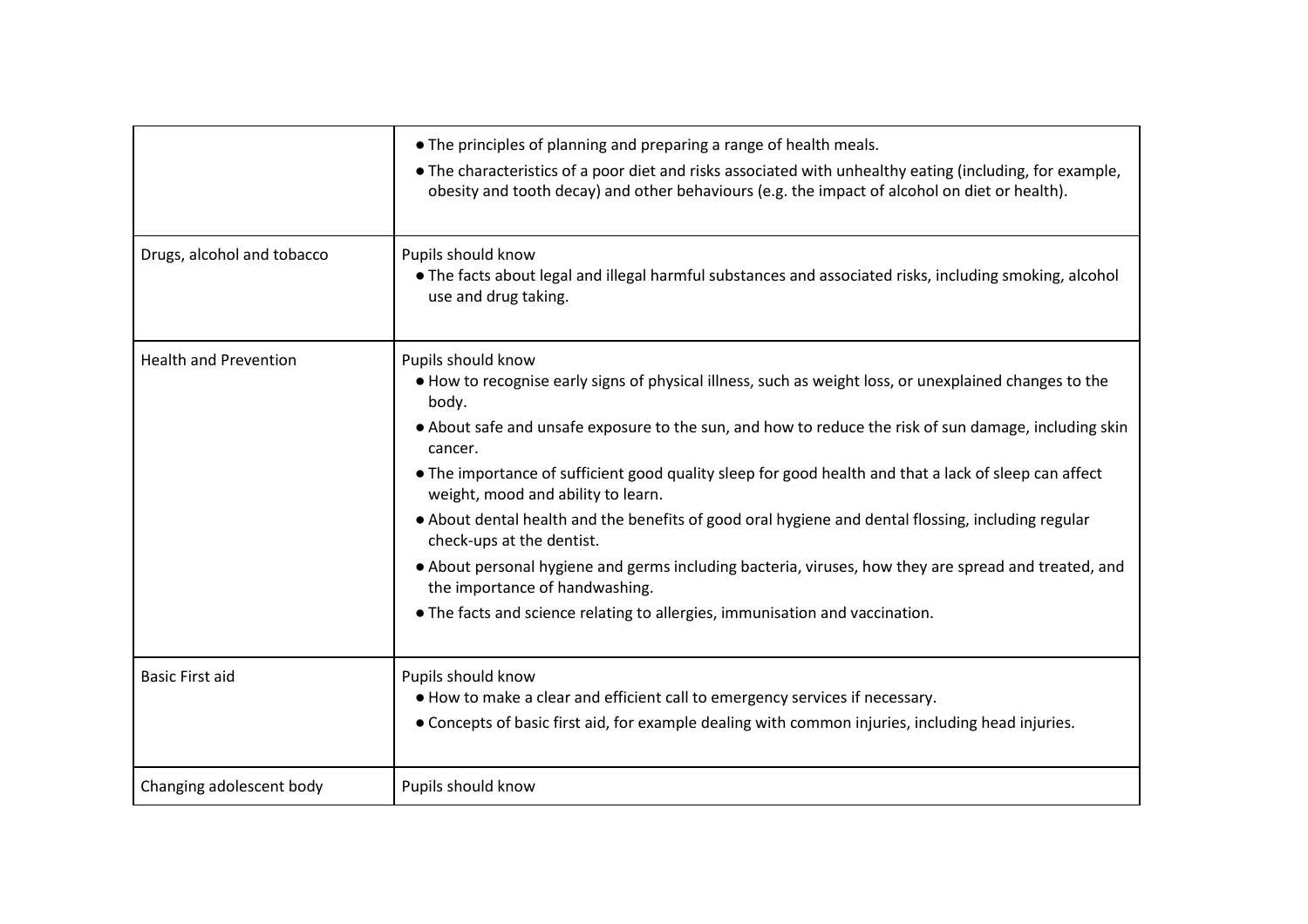| | |
|---|---|
| | • The principles of planning and preparing a range of health meals.<br>• The characteristics of a poor diet and risks associated with unhealthy eating (including, for example, obesity and tooth decay) and other behaviours (e.g. the impact of alcohol on diet or health). |
| Drugs, alcohol and tobacco | Pupils should know<br>• The facts about legal and illegal harmful substances and associated risks, including smoking, alcohol use and drug taking. |
| Health and Prevention | Pupils should know<br>• How to recognise early signs of physical illness, such as weight loss, or unexplained changes to the body.<br>• About safe and unsafe exposure to the sun, and how to reduce the risk of sun damage, including skin cancer.<br>• The importance of sufficient good quality sleep for good health and that a lack of sleep can affect weight, mood and ability to learn.<br>• About dental health and the benefits of good oral hygiene and dental flossing, including regular check-ups at the dentist.<br>• About personal hygiene and germs including bacteria, viruses, how they are spread and treated, and the importance of handwashing.<br>• The facts and science relating to allergies, immunisation and vaccination. |
| Basic First aid | Pupils should know<br>• How to make a clear and efficient call to emergency services if necessary.<br>• Concepts of basic first aid, for example dealing with common injuries, including head injuries. |
| Changing adolescent body | Pupils should know |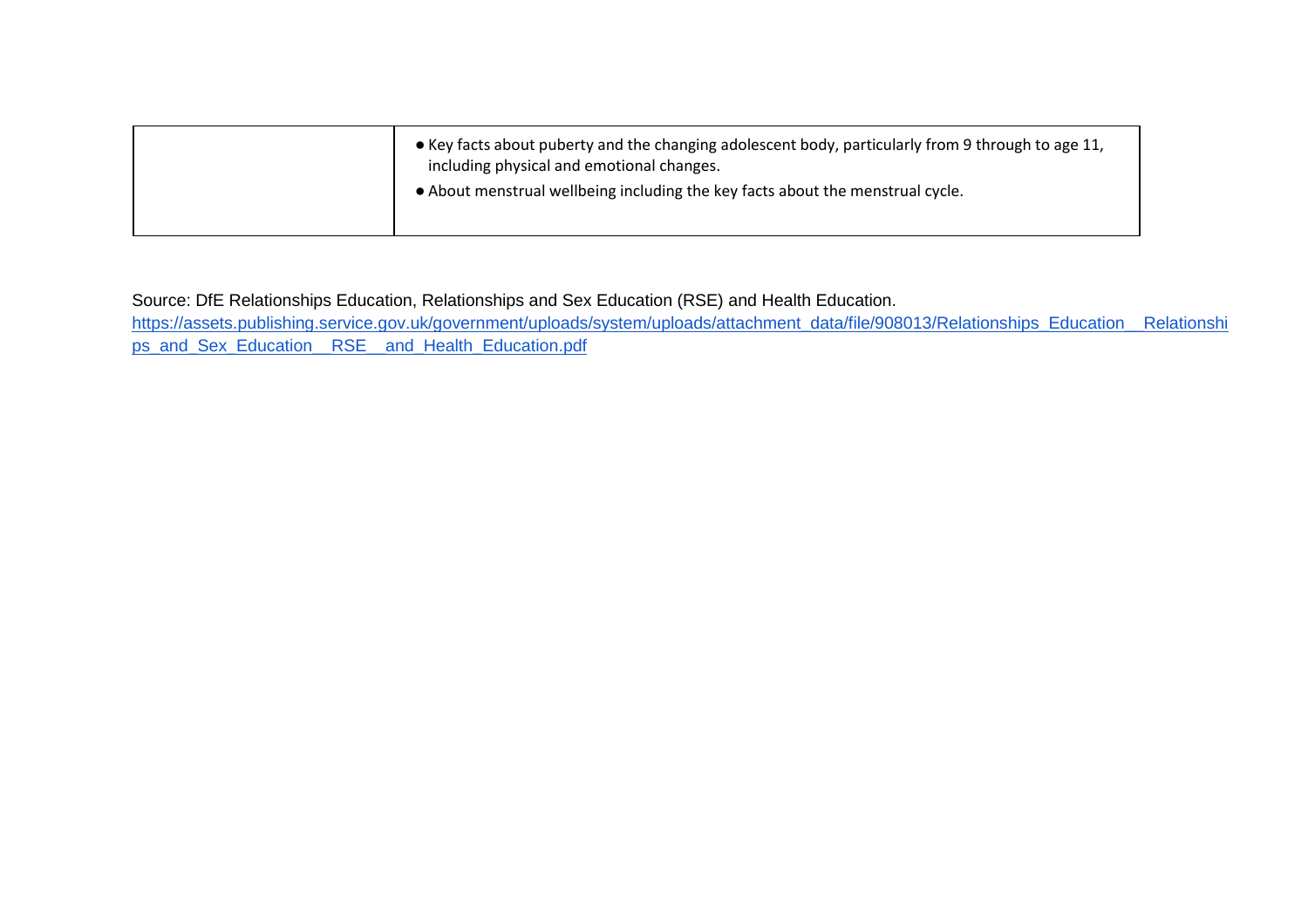|  |  |
|---|---|
|  | • Key facts about puberty and the changing adolescent body, particularly from 9 through to age 11, including physical and emotional changes.<br>• About menstrual wellbeing including the key facts about the menstrual cycle. |

Source: DfE Relationships Education, Relationships and Sex Education (RSE) and Health Education.
https://assets.publishing.service.gov.uk/government/uploads/system/uploads/attachment_data/file/908013/Relationships_Education__Relationships_and_Sex_Education__RSE__and_Health_Education.pdf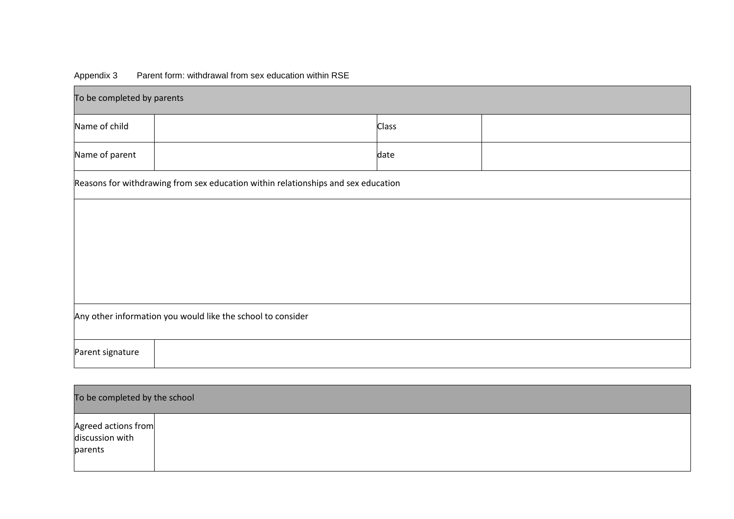Appendix 3 Parent form: withdrawal from sex education within RSE

| To be completed by parents | | | |
|---|---|---|---|
| Name of child | | Class | |
| Name of parent | | date | |
| Reasons for withdrawing from sex education within relationships and sex education | | | |
| | | | |
| Any other information you would like the school to consider | | | |
| Parent signature | | | |

| To be completed by the school | |
|---|---|
| Agreed actions from discussion with parents | |